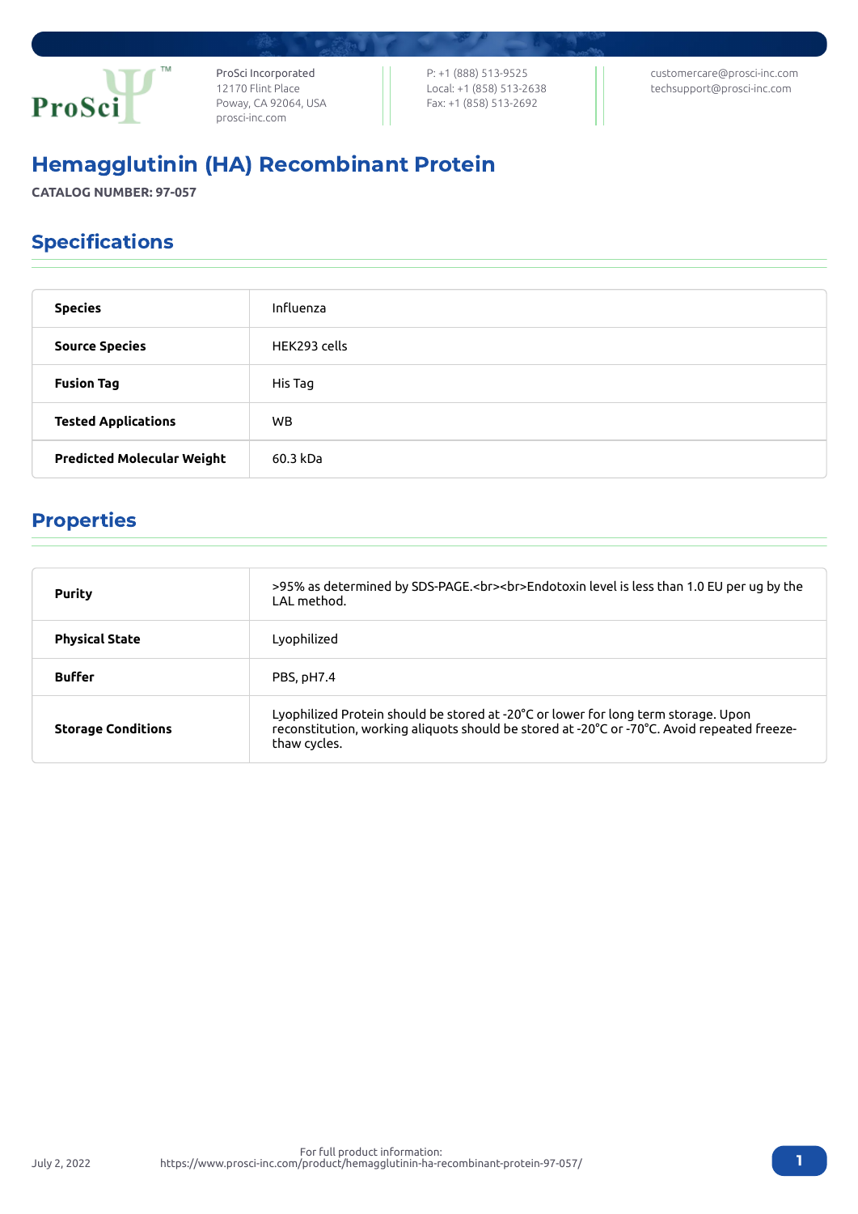ProSci Incorporated
12170 Flint Place
Poway, CA 92064, USA
prosci-inc.com

P: +1 (888) 513-9525
Local: +1 (858) 513-2638
Fax: +1 (858) 513-2692

customercare@prosci-inc.com
techsupport@prosci-inc.com

# Hemagglutinin (HA) Recombinant Protein

**CATALOG NUMBER: 97-057**

## Specifications

| | |
|---|---|
| **Species** | Influenza |
| **Source Species** | HEK293 cells |
| **Fusion Tag** | His Tag |
| **Tested Applications** | WB |
| **Predicted Molecular Weight** | 60.3 kDa |

## Properties

| | |
|---|---|
| **Purity** | >95% as determined by SDS-PAGE.<br><br>Endotoxin level is less than 1.0 EU per ug by the LAL method. |
| **Physical State** | Lyophilized |
| **Buffer** | PBS, pH7.4 |
| **Storage Conditions** | Lyophilized Protein should be stored at -20°C or lower for long term storage. Upon reconstitution, working aliquots should be stored at -20°C or -70°C. Avoid repeated freeze-thaw cycles. |

July 2, 2022

For full product information:
https://www.prosci-inc.com/product/hemagglutinin-ha-recombinant-protein-97-057/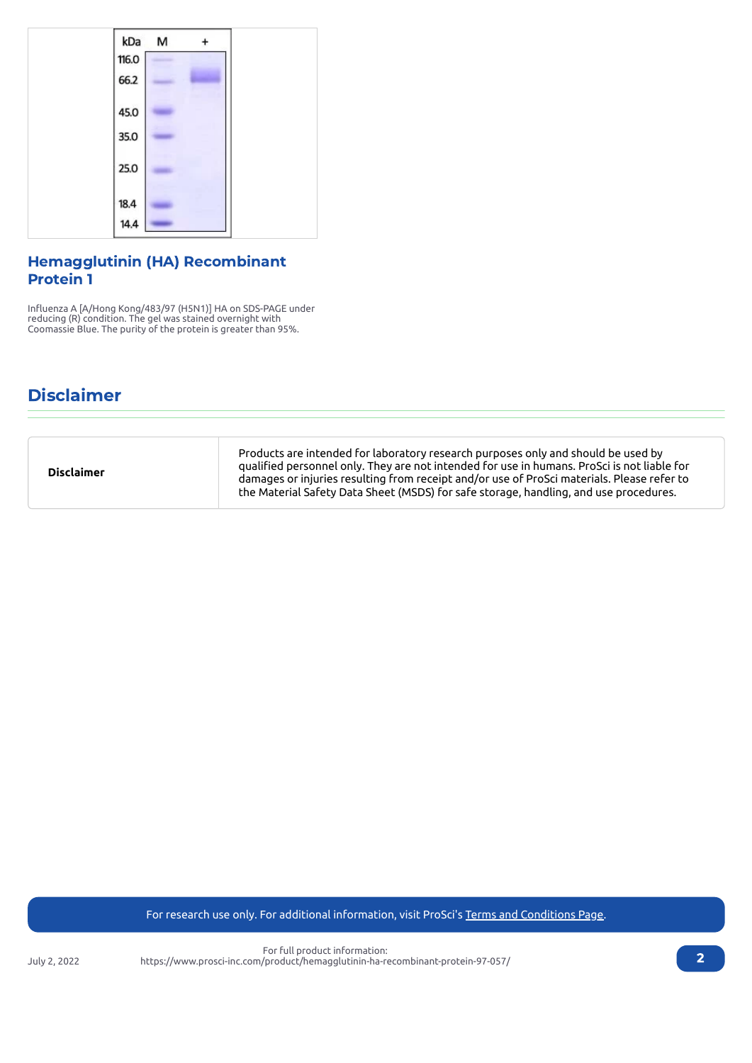kDa M +
116.0
66.2
45.0
35.0
25.0
18.4
14.4

## Hemagglutinin (HA) Recombinant Protein 1

Influenza A [A/Hong Kong/483/97 (H5N1)] HA on SDS-PAGE under reducing (R) condition. The gel was stained overnight with Coomassie Blue. The purity of the protein is greater than 95%.

# Disclaimer

| | |
|---|---|
| **Disclaimer** | Products are intended for laboratory research purposes only and should be used by qualified personnel only. They are not intended for use in humans. ProSci is not liable for damages or injuries resulting from receipt and/or use of ProSci materials. Please refer to the Material Safety Data Sheet (MSDS) for safe storage, handling, and use procedures. |

For research use only. For additional information, visit ProSci's Terms and Conditions Page.

July 2, 2022

For full product information:
https://www.prosci-inc.com/product/hemagglutinin-ha-recombinant-protein-97-057/